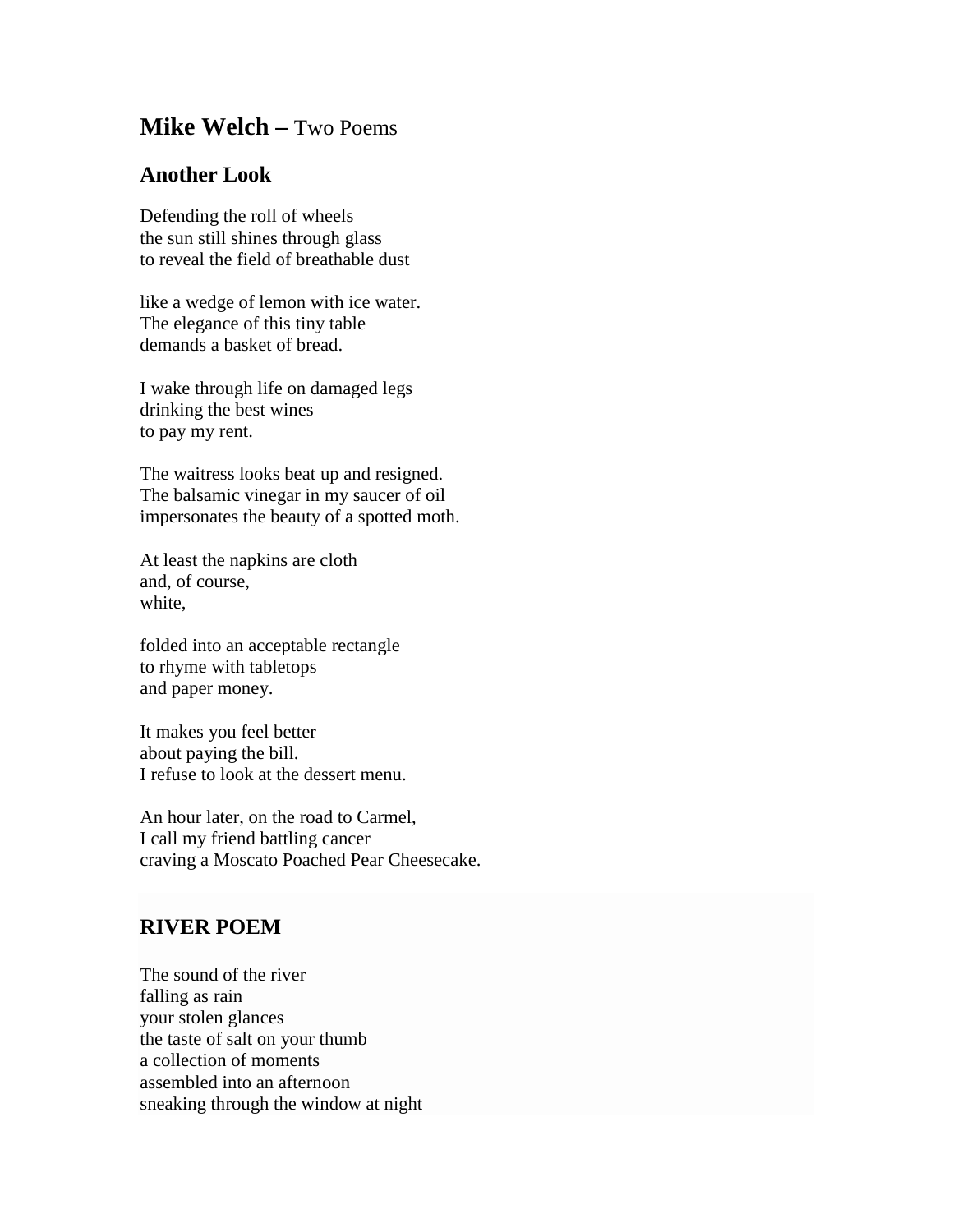# **Mike Welch –** Two Poems

## Another Look

Defending the roll of wheels  
the sun still shines through glass  
to reveal the field of breathable dust

like a wedge of lemon with ice water.  
The elegance of this tiny table  
demands a basket of bread.

I wake through life on damaged legs  
drinking the best wines  
to pay my rent.

The waitress looks beat up and resigned.  
The balsamic vinegar in my saucer of oil  
impersonates the beauty of a spotted moth.

At least the napkins are cloth  
and, of course,  
white,

folded into an acceptable rectangle  
to rhyme with tabletops  
and paper money.

It makes you feel better  
about paying the bill.  
I refuse to look at the dessert menu.

An hour later, on the road to Carmel,  
I call my friend battling cancer  
craving a Moscato Poached Pear Cheesecake.

## RIVER POEM

The sound of the river  
falling as rain  
your stolen glances  
the taste of salt on your thumb  
a collection of moments  
assembled into an afternoon  
sneaking through the window at night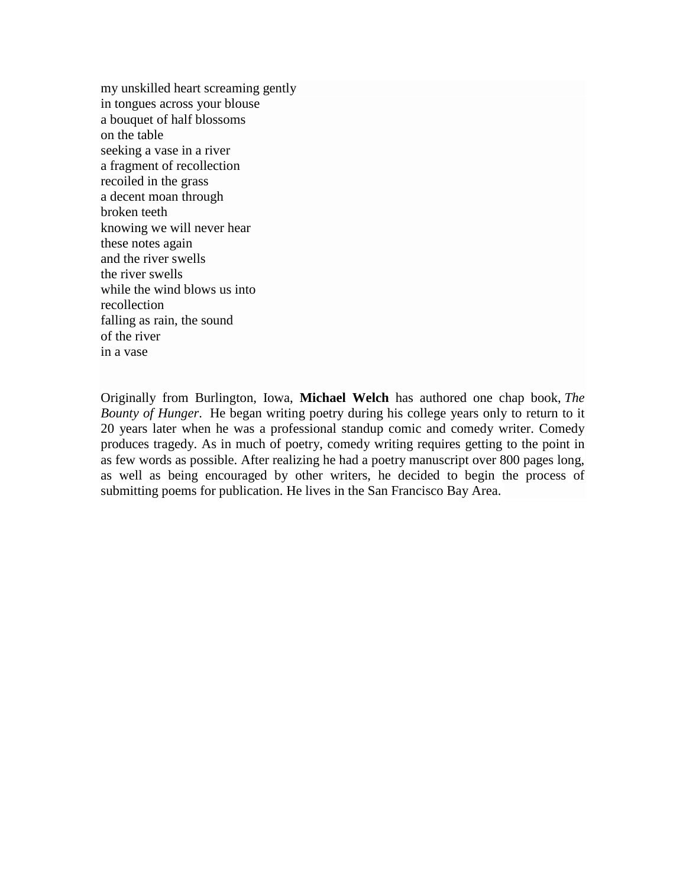my unskilled heart screaming gently  
in tongues across your blouse  
a bouquet of half blossoms  
on the table  
seeking a vase in a river  
a fragment of recollection  
recoiled in the grass  
a decent moan through  
broken teeth  
knowing we will never hear  
these notes again  
and the river swells  
the river swells  
while the wind blows us into  
recollection  
falling as rain, the sound  
of the river  
in a vase

Originally from Burlington, Iowa, **Michael Welch** has authored one chap book, *The Bounty of Hunger*. He began writing poetry during his college years only to return to it 20 years later when he was a professional standup comic and comedy writer. Comedy produces tragedy. As in much of poetry, comedy writing requires getting to the point in as few words as possible. After realizing he had a poetry manuscript over 800 pages long, as well as being encouraged by other writers, he decided to begin the process of submitting poems for publication. He lives in the San Francisco Bay Area.